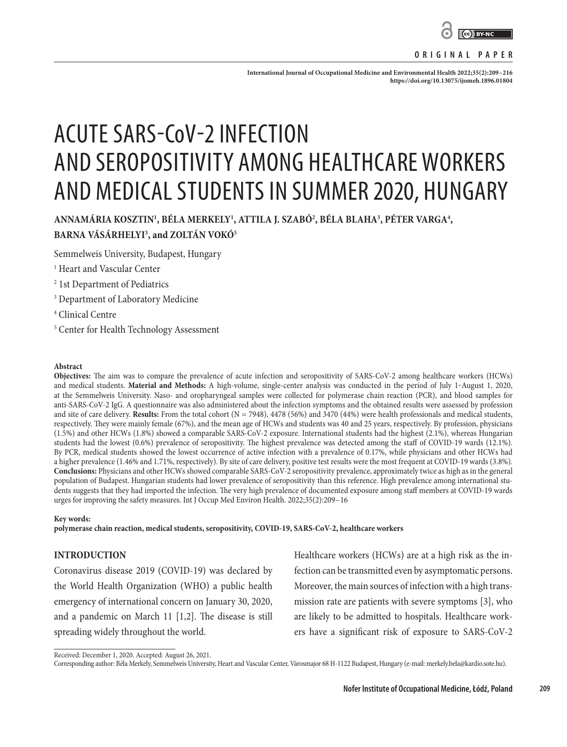**ORIGINAL PAPER**

# ACUTE SARS-CoV-2 INFECTION AND SEROPOSITIVITY AMONG HEALTHCARE WORKERS AND MEDICAL STUDENTS IN SUMMER 2020, HUNGARY

**ANNAMÁRIA KOSZTIN[1], BÉLA MERKELY[1], ATTILA J. SZABÓ[2], BÉLA BLAHA[3], PÉTER VARGA[4], BARNA VÁSÁRHELYI[3], and ZOLTÁN VOKÓ[5]**

Semmelweis University, Budapest, Hungary

[1] Heart and Vascular Center

[2] 1st Department of Pediatrics

[3] Department of Laboratory Medicine

[4] Clinical Centre

[5] Center for Health Technology Assessment

**Abstract**

**Objectives:** The aim was to compare the prevalence of acute infection and seropositivity of SARS-CoV-2 among healthcare workers (HCWs) and medical students. **Material and Methods:** A high-volume, single-center analysis was conducted in the period of July 1–August 1, 2020, at the Semmelweis University. Naso- and oropharyngeal samples were collected for polymerase chain reaction (PCR), and blood samples for anti-SARS-CoV-2 IgG. A questionnaire was also administered about the infection symptoms and the obtained results were assessed by profession and site of care delivery. **Results:** From the total cohort (N = 7948), 4478 (56%) and 3470 (44%) were health professionals and medical students, respectively. They were mainly female (67%), and the mean age of HCWs and students was 40 and 25 years, respectively. By profession, physicians (1.5%) and other HCWs (1.8%) showed a comparable SARS-CoV-2 exposure. International students had the highest (2.1%), whereas Hungarian students had the lowest (0.6%) prevalence of seropositivity. The highest prevalence was detected among the staff of COVID-19 wards (12.1%). By PCR, medical students showed the lowest occurrence of active infection with a prevalence of 0.17%, while physicians and other HCWs had a higher prevalence (1.46% and 1.71%, respectively). By site of care delivery, positive test results were the most frequent at COVID-19 wards (3.8%). **Conclusions:** Physicians and other HCWs showed comparable SARS-CoV-2 seropositivity prevalence, approximately twice as high as in the general population of Budapest. Hungarian students had lower prevalence of seropositivity than this reference. High prevalence among international students suggests that they had imported the infection. The very high prevalence of documented exposure among staff members at COVID-19 wards urges for improving the safety measures. Int J Occup Med Environ Health. 2022;35(2):209–16

**Key words:**
**polymerase chain reaction, medical students, seropositivity, COVID-19, SARS-CoV-2, healthcare workers**

## INTRODUCTION

Coronavirus disease 2019 (COVID-19) was declared by the World Health Organization (WHO) a public health emergency of international concern on January 30, 2020, and a pandemic on March 11 [1,2]. The disease is still spreading widely throughout the world.

Healthcare workers (HCWs) are at a high risk as the infection can be transmitted even by asymptomatic persons. Moreover, the main sources of infection with a high transmission rate are patients with severe symptoms [3], who are likely to be admitted to hospitals. Healthcare workers have a significant risk of exposure to SARS-CoV-2

---

Received: December 1, 2020. Accepted: August 26, 2021.
Corresponding author: Béla Merkely, Semmelweis University, Heart and Vascular Center, Városmajor 68 H-1122 Budapest, Hungary (e-mail: merkely.bela@kardio.sote.hu).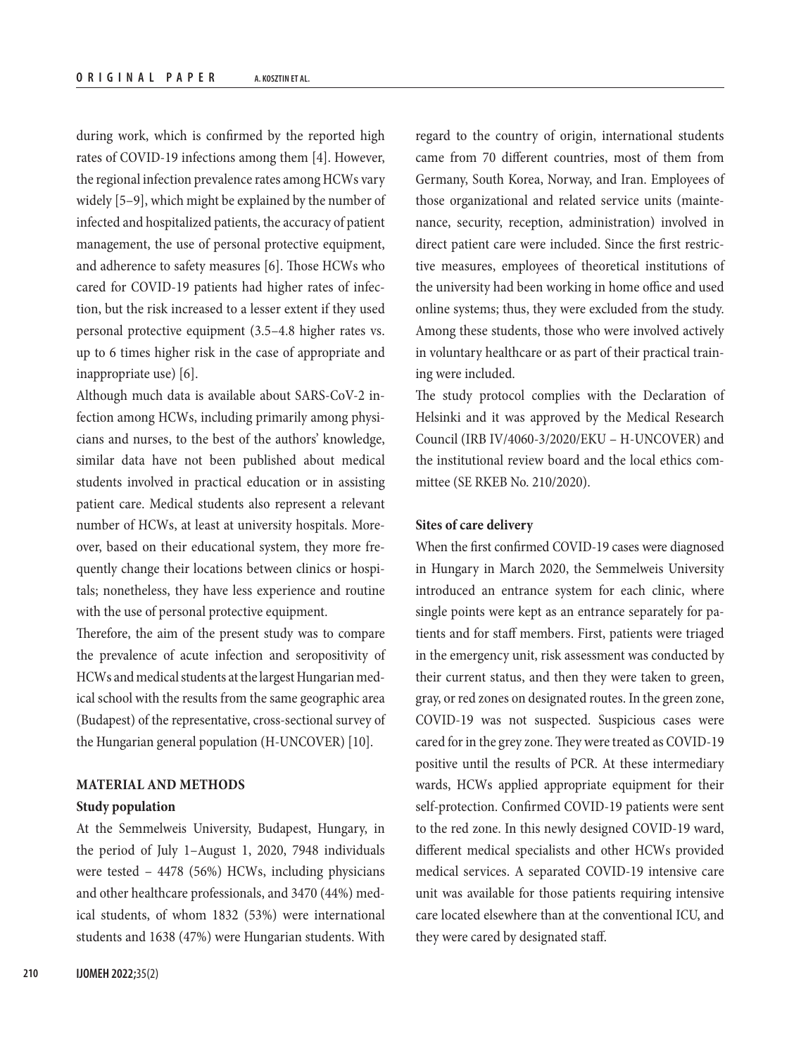during work, which is confirmed by the reported high rates of COVID-19 infections among them [4]. However, the regional infection prevalence rates among HCWs vary widely [5–9], which might be explained by the number of infected and hospitalized patients, the accuracy of patient management, the use of personal protective equipment, and adherence to safety measures [6]. Those HCWs who cared for COVID-19 patients had higher rates of infection, but the risk increased to a lesser extent if they used personal protective equipment (3.5–4.8 higher rates vs. up to 6 times higher risk in the case of appropriate and inappropriate use) [6].

Although much data is available about SARS-CoV-2 infection among HCWs, including primarily among physicians and nurses, to the best of the authors' knowledge, similar data have not been published about medical students involved in practical education or in assisting patient care. Medical students also represent a relevant number of HCWs, at least at university hospitals. Moreover, based on their educational system, they more frequently change their locations between clinics or hospitals; nonetheless, they have less experience and routine with the use of personal protective equipment.

Therefore, the aim of the present study was to compare the prevalence of acute infection and seropositivity of HCWs and medical students at the largest Hungarian medical school with the results from the same geographic area (Budapest) of the representative, cross-sectional survey of the Hungarian general population (H-UNCOVER) [10].

## MATERIAL AND METHODS

### Study population

At the Semmelweis University, Budapest, Hungary, in the period of July 1–August 1, 2020, 7948 individuals were tested – 4478 (56%) HCWs, including physicians and other healthcare professionals, and 3470 (44%) medical students, of whom 1832 (53%) were international students and 1638 (47%) were Hungarian students. With regard to the country of origin, international students came from 70 different countries, most of them from Germany, South Korea, Norway, and Iran. Employees of those organizational and related service units (maintenance, security, reception, administration) involved in direct patient care were included. Since the first restrictive measures, employees of theoretical institutions of the university had been working in home office and used online systems; thus, they were excluded from the study. Among these students, those who were involved actively in voluntary healthcare or as part of their practical training were included.

The study protocol complies with the Declaration of Helsinki and it was approved by the Medical Research Council (IRB IV/4060-3/2020/EKU – H-UNCOVER) and the institutional review board and the local ethics committee (SE RKEB No. 210/2020).

### Sites of care delivery

When the first confirmed COVID-19 cases were diagnosed in Hungary in March 2020, the Semmelweis University introduced an entrance system for each clinic, where single points were kept as an entrance separately for patients and for staff members. First, patients were triaged in the emergency unit, risk assessment was conducted by their current status, and then they were taken to green, gray, or red zones on designated routes. In the green zone, COVID-19 was not suspected. Suspicious cases were cared for in the grey zone. They were treated as COVID-19 positive until the results of PCR. At these intermediary wards, HCWs applied appropriate equipment for their self-protection. Confirmed COVID-19 patients were sent to the red zone. In this newly designed COVID-19 ward, different medical specialists and other HCWs provided medical services. A separated COVID-19 intensive care unit was available for those patients requiring intensive care located elsewhere than at the conventional ICU, and they were cared by designated staff.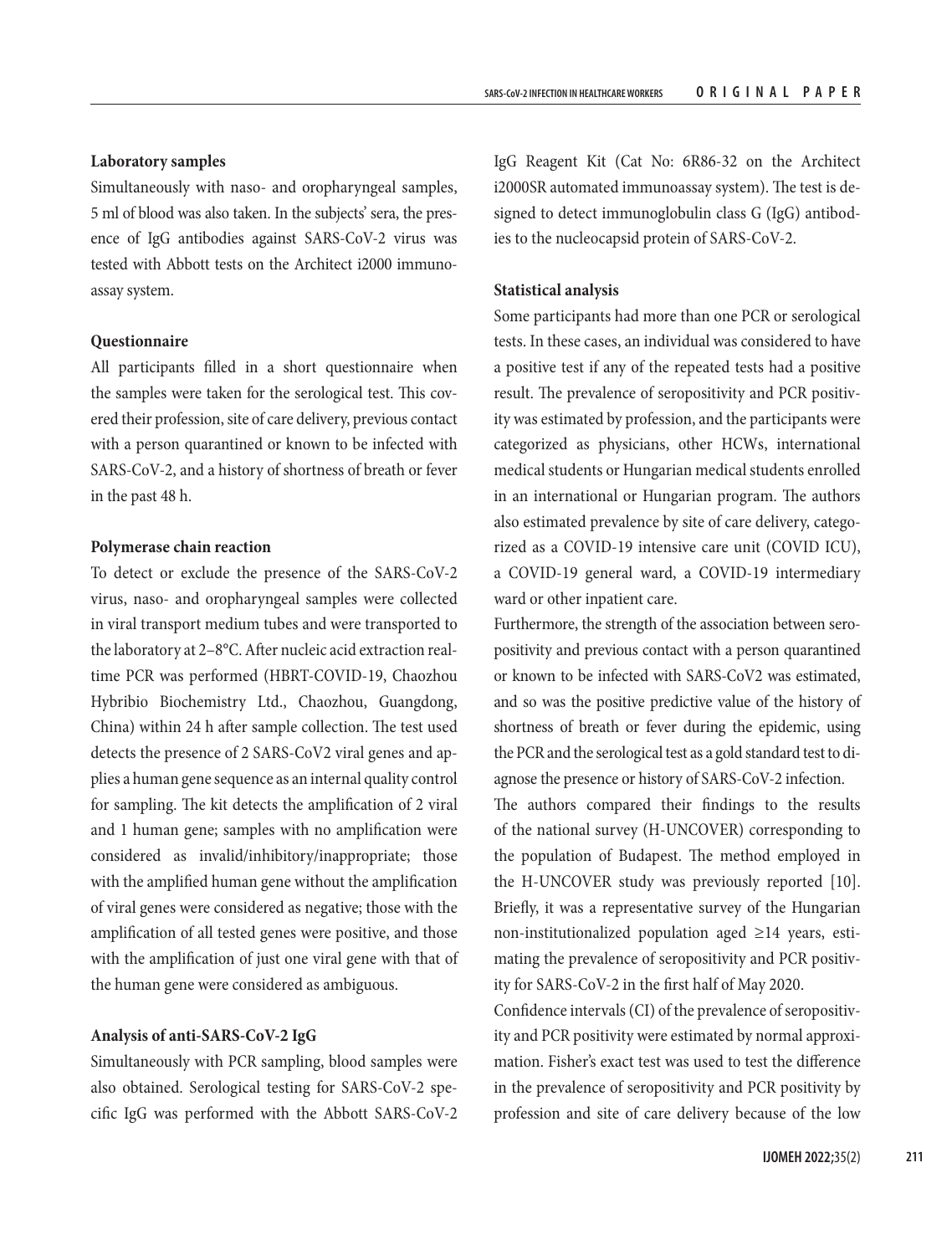**Laboratory samples**

Simultaneously with naso- and oropharyngeal samples, 5 ml of blood was also taken. In the subjects' sera, the presence of IgG antibodies against SARS-CoV-2 virus was tested with Abbott tests on the Architect i2000 immunoassay system.

**Questionnaire**

All participants filled in a short questionnaire when the samples were taken for the serological test. This covered their profession, site of care delivery, previous contact with a person quarantined or known to be infected with SARS-CoV-2, and a history of shortness of breath or fever in the past 48 h.

**Polymerase chain reaction**

To detect or exclude the presence of the SARS-CoV-2 virus, naso- and oropharyngeal samples were collected in viral transport medium tubes and were transported to the laboratory at 2–8°C. After nucleic acid extraction real-time PCR was performed (HBRT-COVID-19, Chaozhou Hybribio Biochemistry Ltd., Chaozhou, Guangdong, China) within 24 h after sample collection. The test used detects the presence of 2 SARS-CoV2 viral genes and applies a human gene sequence as an internal quality control for sampling. The kit detects the amplification of 2 viral and 1 human gene; samples with no amplification were considered as invalid/inhibitory/inappropriate; those with the amplified human gene without the amplification of viral genes were considered as negative; those with the amplification of all tested genes were positive, and those with the amplification of just one viral gene with that of the human gene were considered as ambiguous.

**Analysis of anti-SARS-CoV-2 IgG**

Simultaneously with PCR sampling, blood samples were also obtained. Serological testing for SARS-CoV-2 specific IgG was performed with the Abbott SARS-CoV-2 IgG Reagent Kit (Cat No: 6R86-32 on the Architect i2000SR automated immunoassay system). The test is designed to detect immunoglobulin class G (IgG) antibodies to the nucleocapsid protein of SARS-CoV-2.

**Statistical analysis**

Some participants had more than one PCR or serological tests. In these cases, an individual was considered to have a positive test if any of the repeated tests had a positive result. The prevalence of seropositivity and PCR positivity was estimated by profession, and the participants were categorized as physicians, other HCWs, international medical students or Hungarian medical students enrolled in an international or Hungarian program. The authors also estimated prevalence by site of care delivery, categorized as a COVID-19 intensive care unit (COVID ICU), a COVID-19 general ward, a COVID-19 intermediary ward or other inpatient care.

Furthermore, the strength of the association between seropositivity and previous contact with a person quarantined or known to be infected with SARS-CoV2 was estimated, and so was the positive predictive value of the history of shortness of breath or fever during the epidemic, using the PCR and the serological test as a gold standard test to diagnose the presence or history of SARS-CoV-2 infection.

The authors compared their findings to the results of the national survey (H-UNCOVER) corresponding to the population of Budapest. The method employed in the H-UNCOVER study was previously reported [10]. Briefly, it was a representative survey of the Hungarian non-institutionalized population aged ≥14 years, estimating the prevalence of seropositivity and PCR positivity for SARS-CoV-2 in the first half of May 2020.

Confidence intervals (CI) of the prevalence of seropositivity and PCR positivity were estimated by normal approximation. Fisher's exact test was used to test the difference in the prevalence of seropositivity and PCR positivity by profession and site of care delivery because of the low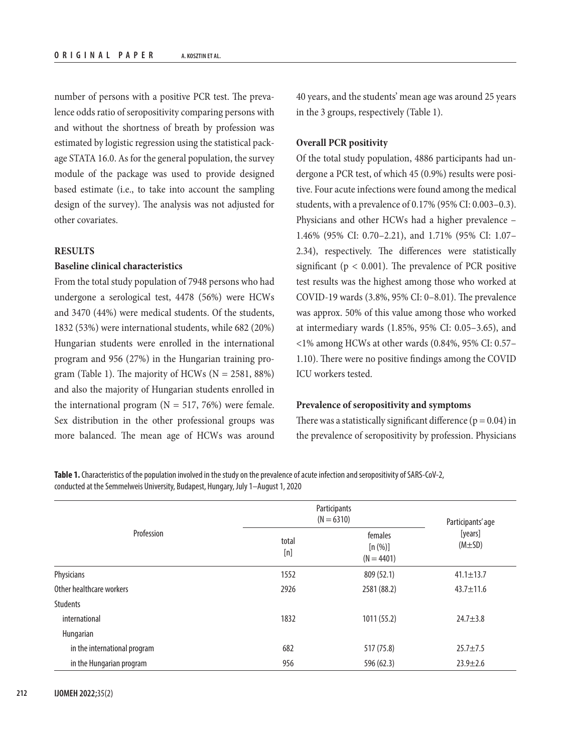number of persons with a positive PCR test. The prevalence odds ratio of seropositivity comparing persons with and without the shortness of breath by profession was estimated by logistic regression using the statistical package STATA 16.0. As for the general population, the survey module of the package was used to provide designed based estimate (i.e., to take into account the sampling design of the survey). The analysis was not adjusted for other covariates.

## RESULTS

### Baseline clinical characteristics

From the total study population of 7948 persons who had undergone a serological test, 4478 (56%) were HCWs and 3470 (44%) were medical students. Of the students, 1832 (53%) were international students, while 682 (20%) Hungarian students were enrolled in the international program and 956 (27%) in the Hungarian training program (Table 1). The majority of HCWs (N = 2581, 88%) and also the majority of Hungarian students enrolled in the international program (N = 517, 76%) were female. Sex distribution in the other professional groups was more balanced. The mean age of HCWs was around 40 years, and the students' mean age was around 25 years in the 3 groups, respectively (Table 1).

### Overall PCR positivity

Of the total study population, 4886 participants had undergone a PCR test, of which 45 (0.9%) results were positive. Four acute infections were found among the medical students, with a prevalence of 0.17% (95% CI: 0.003–0.3). Physicians and other HCWs had a higher prevalence – 1.46% (95% CI: 0.70–2.21), and 1.71% (95% CI: 1.07–2.34), respectively. The differences were statistically significant ($p < 0.001$). The prevalence of PCR positive test results was the highest among those who worked at COVID-19 wards (3.8%, 95% CI: 0–8.01). The prevalence was approx. 50% of this value among those who worked at intermediary wards (1.85%, 95% CI: 0.05–3.65), and <1% among HCWs at other wards (0.84%, 95% CI: 0.57–1.10). There were no positive findings among the COVID ICU workers tested.

### Prevalence of seropositivity and symptoms

There was a statistically significant difference ($p = 0.04$) in the prevalence of seropositivity by profession. Physicians

**Table 1.** Characteristics of the population involved in the study on the prevalence of acute infection and seropositivity of SARS-CoV-2, conducted at the Semmelweis University, Budapest, Hungary, July 1–August 1, 2020

| Profession | Participants (N = 6310) | | Participants' age [years] (M±SD) |
|---|---|---|---|
| | total [n] | females [n (%)] (N = 4401) | |
| Physicians | 1552 | 809 (52.1) | 41.1±13.7 |
| Other healthcare workers | 2926 | 2581 (88.2) | 43.7±11.6 |
| Students | | | |
| international | 1832 | 1011 (55.2) | 24.7±3.8 |
| Hungarian | | | |
| in the international program | 682 | 517 (75.8) | 25.7±7.5 |
| in the Hungarian program | 956 | 596 (62.3) | 23.9±2.6 |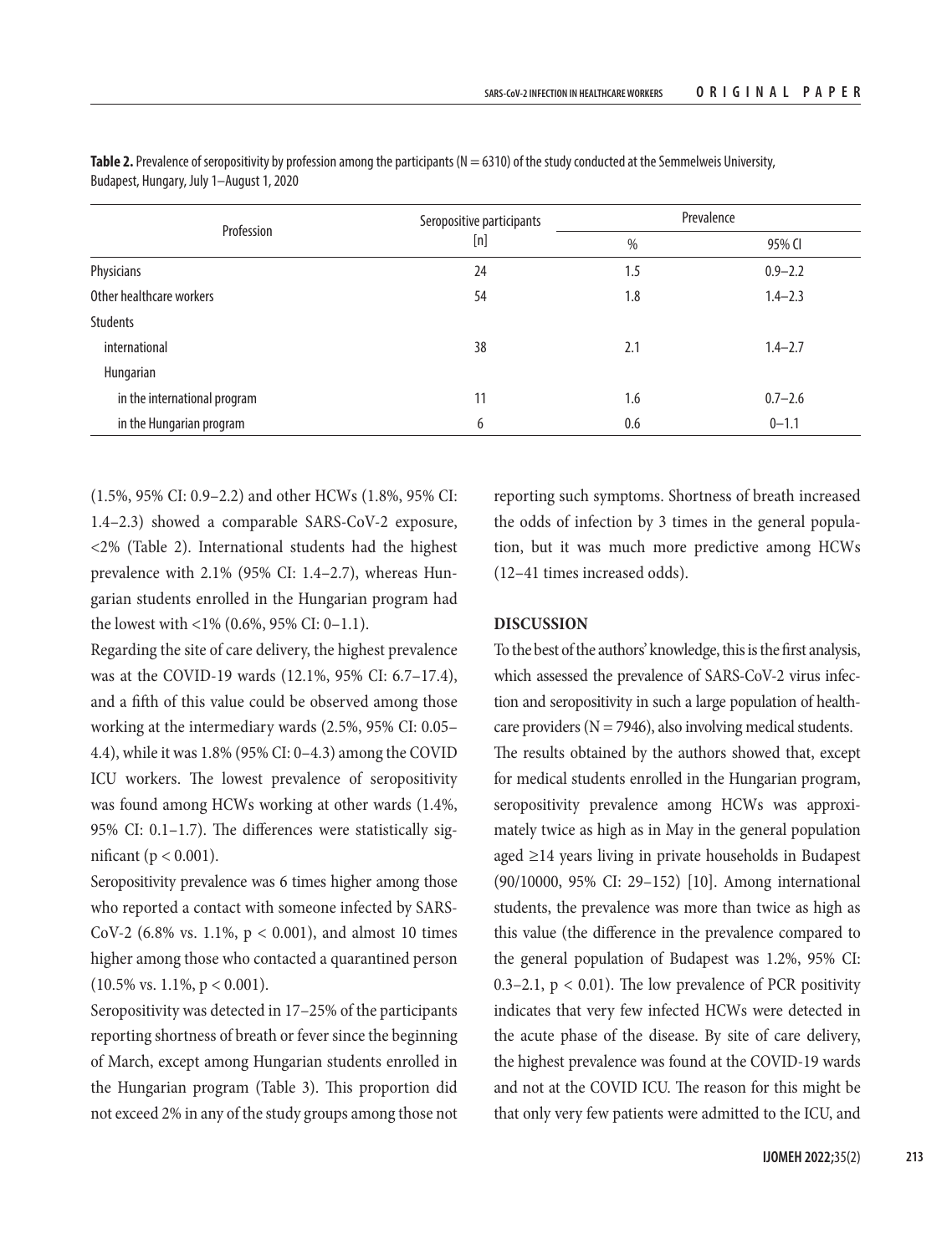**Table 2.** Prevalence of seropositivity by profession among the participants (N = 6310) of the study conducted at the Semmelweis University, Budapest, Hungary, July 1–August 1, 2020

| Profession | Seropositive participants [n] | Prevalence | |
|---|---|---|---|
| | | % | 95% CI |
| Physicians | 24 | 1.5 | 0.9–2.2 |
| Other healthcare workers | 54 | 1.8 | 1.4–2.3 |
| Students | | | |
| international | 38 | 2.1 | 1.4–2.7 |
| Hungarian | | | |
| in the international program | 11 | 1.6 | 0.7–2.6 |
| in the Hungarian program | 6 | 0.6 | 0–1.1 |

(1.5%, 95% CI: 0.9–2.2) and other HCWs (1.8%, 95% CI: 1.4–2.3) showed a comparable SARS-CoV-2 exposure, <2% (Table 2). International students had the highest prevalence with 2.1% (95% CI: 1.4–2.7), whereas Hungarian students enrolled in the Hungarian program had the lowest with <1% (0.6%, 95% CI: 0–1.1).

Regarding the site of care delivery, the highest prevalence was at the COVID-19 wards (12.1%, 95% CI: 6.7–17.4), and a fifth of this value could be observed among those working at the intermediary wards (2.5%, 95% CI: 0.05–4.4), while it was 1.8% (95% CI: 0–4.3) among the COVID ICU workers. The lowest prevalence of seropositivity was found among HCWs working at other wards (1.4%, 95% CI: 0.1–1.7). The differences were statistically significant ($p < 0.001$).

Seropositivity prevalence was 6 times higher among those who reported a contact with someone infected by SARS-CoV-2 (6.8% vs. 1.1%, $p < 0.001$), and almost 10 times higher among those who contacted a quarantined person (10.5% vs. 1.1%, $p < 0.001$).

Seropositivity was detected in 17–25% of the participants reporting shortness of breath or fever since the beginning of March, except among Hungarian students enrolled in the Hungarian program (Table 3). This proportion did not exceed 2% in any of the study groups among those not reporting such symptoms. Shortness of breath increased the odds of infection by 3 times in the general population, but it was much more predictive among HCWs (12–41 times increased odds).

## DISCUSSION

To the best of the authors' knowledge, this is the first analysis, which assessed the prevalence of SARS-CoV-2 virus infection and seropositivity in such a large population of healthcare providers (N = 7946), also involving medical students.

The results obtained by the authors showed that, except for medical students enrolled in the Hungarian program, seropositivity prevalence among HCWs was approximately twice as high as in May in the general population aged ≥14 years living in private households in Budapest (90/10000, 95% CI: 29–152) [10]. Among international students, the prevalence was more than twice as high as this value (the difference in the prevalence compared to the general population of Budapest was 1.2%, 95% CI: 0.3–2.1, $p < 0.01$). The low prevalence of PCR positivity indicates that very few infected HCWs were detected in the acute phase of the disease. By site of care delivery, the highest prevalence was found at the COVID-19 wards and not at the COVID ICU. The reason for this might be that only very few patients were admitted to the ICU, and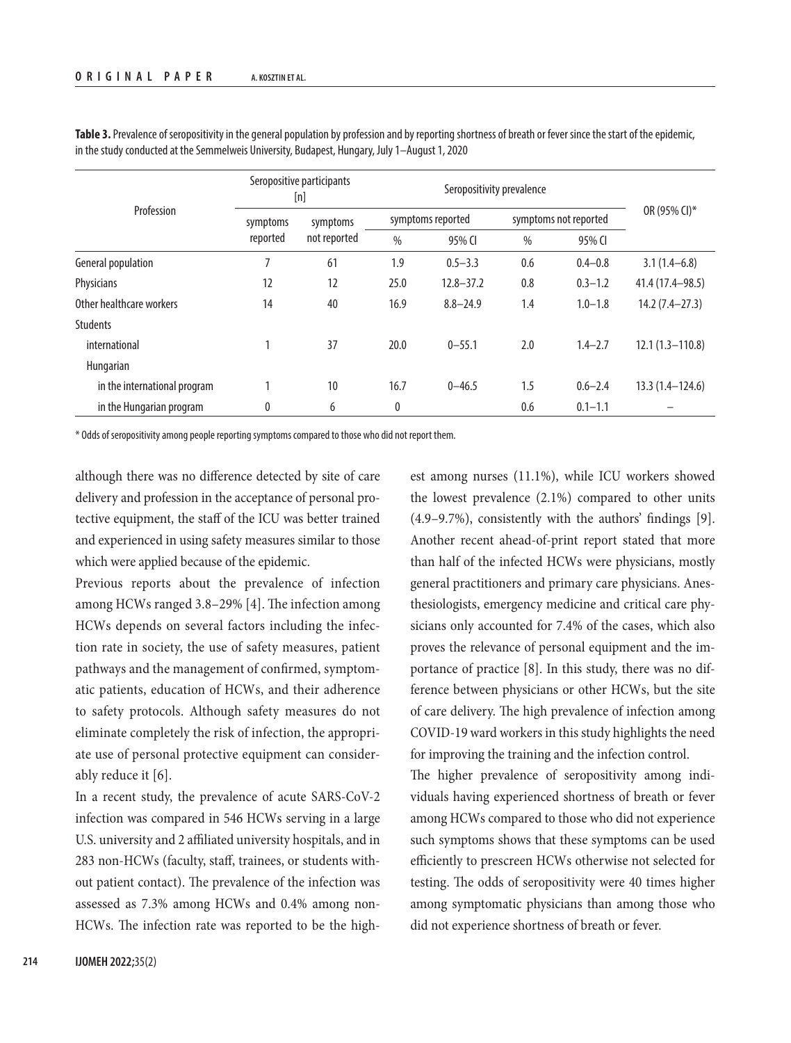**Table 3.** Prevalence of seropositivity in the general population by profession and by reporting shortness of breath or fever since the start of the epidemic, in the study conducted at the Semmelweis University, Budapest, Hungary, July 1–August 1, 2020

| Profession | Seropositive participants [n] | | Seropositivity prevalence | | | | OR (95% CI)* |
|---|---|---|---|---|---|---|---|
| | symptoms reported | symptoms not reported | symptoms reported | | symptoms not reported | | |
| | | | % | 95% CI | % | 95% CI | |
| General population | 7 | 61 | 1.9 | 0.5–3.3 | 0.6 | 0.4–0.8 | 3.1 (1.4–6.8) |
| Physicians | 12 | 12 | 25.0 | 12.8–37.2 | 0.8 | 0.3–1.2 | 41.4 (17.4–98.5) |
| Other healthcare workers | 14 | 40 | 16.9 | 8.8–24.9 | 1.4 | 1.0–1.8 | 14.2 (7.4–27.3) |
| Students | | | | | | | |
| international | 1 | 37 | 20.0 | 0–55.1 | 2.0 | 1.4–2.7 | 12.1 (1.3–110.8) |
| Hungarian | | | | | | | |
| in the international program | 1 | 10 | 16.7 | 0–46.5 | 1.5 | 0.6–2.4 | 13.3 (1.4–124.6) |
| in the Hungarian program | 0 | 6 | 0 | | 0.6 | 0.1–1.1 | – |

\* Odds of seropositivity among people reporting symptoms compared to those who did not report them.

although there was no difference detected by site of care delivery and profession in the acceptance of personal protective equipment, the staff of the ICU was better trained and experienced in using safety measures similar to those which were applied because of the epidemic.

Previous reports about the prevalence of infection among HCWs ranged 3.8–29% [4]. The infection among HCWs depends on several factors including the infection rate in society, the use of safety measures, patient pathways and the management of confirmed, symptomatic patients, education of HCWs, and their adherence to safety protocols. Although safety measures do not eliminate completely the risk of infection, the appropriate use of personal protective equipment can considerably reduce it [6].

In a recent study, the prevalence of acute SARS-CoV-2 infection was compared in 546 HCWs serving in a large U.S. university and 2 affiliated university hospitals, and in 283 non-HCWs (faculty, staff, trainees, or students without patient contact). The prevalence of the infection was assessed as 7.3% among HCWs and 0.4% among non-HCWs. The infection rate was reported to be the highest among nurses (11.1%), while ICU workers showed the lowest prevalence (2.1%) compared to other units (4.9–9.7%), consistently with the authors' findings [9]. Another recent ahead-of-print report stated that more than half of the infected HCWs were physicians, mostly general practitioners and primary care physicians. Anesthesiologists, emergency medicine and critical care physicians only accounted for 7.4% of the cases, which also proves the relevance of personal equipment and the importance of practice [8]. In this study, there was no difference between physicians or other HCWs, but the site of care delivery. The high prevalence of infection among COVID-19 ward workers in this study highlights the need for improving the training and the infection control.

The higher prevalence of seropositivity among individuals having experienced shortness of breath or fever among HCWs compared to those who did not experience such symptoms shows that these symptoms can be used efficiently to prescreen HCWs otherwise not selected for testing. The odds of seropositivity were 40 times higher among symptomatic physicians than among those who did not experience shortness of breath or fever.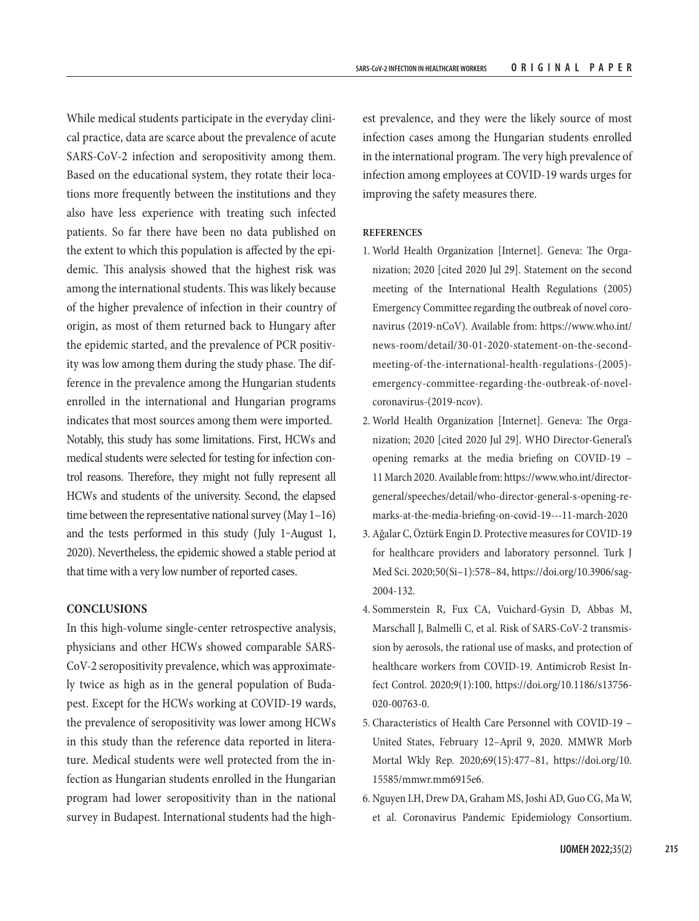While medical students participate in the everyday clinical practice, data are scarce about the prevalence of acute SARS-CoV-2 infection and seropositivity among them. Based on the educational system, they rotate their locations more frequently between the institutions and they also have less experience with treating such infected patients. So far there have been no data published on the extent to which this population is affected by the epidemic. This analysis showed that the highest risk was among the international students. This was likely because of the higher prevalence of infection in their country of origin, as most of them returned back to Hungary after the epidemic started, and the prevalence of PCR positivity was low among them during the study phase. The difference in the prevalence among the Hungarian students enrolled in the international and Hungarian programs indicates that most sources among them were imported.

Notably, this study has some limitations. First, HCWs and medical students were selected for testing for infection control reasons. Therefore, they might not fully represent all HCWs and students of the university. Second, the elapsed time between the representative national survey (May 1–16) and the tests performed in this study (July 1–August 1, 2020). Nevertheless, the epidemic showed a stable period at that time with a very low number of reported cases.

## CONCLUSIONS

In this high-volume single-center retrospective analysis, physicians and other HCWs showed comparable SARS-CoV-2 seropositivity prevalence, which was approximately twice as high as in the general population of Budapest. Except for the HCWs working at COVID-19 wards, the prevalence of seropositivity was lower among HCWs in this study than the reference data reported in literature. Medical students were well protected from the infection as Hungarian students enrolled in the Hungarian program had lower seropositivity than in the national survey in Budapest. International students had the highest prevalence, and they were the likely source of most infection cases among the Hungarian students enrolled in the international program. The very high prevalence of infection among employees at COVID-19 wards urges for improving the safety measures there.

### REFERENCES

1. World Health Organization [Internet]. Geneva: The Organization; 2020 [cited 2020 Jul 29]. Statement on the second meeting of the International Health Regulations (2005) Emergency Committee regarding the outbreak of novel coronavirus (2019-nCoV). Available from: https://www.who.int/news-room/detail/30-01-2020-statement-on-the-second-meeting-of-the-international-health-regulations-(2005)-emergency-committee-regarding-the-outbreak-of-novel-coronavirus-(2019-ncov).
2. World Health Organization [Internet]. Geneva: The Organization; 2020 [cited 2020 Jul 29]. WHO Director-General's opening remarks at the media briefing on COVID-19 – 11 March 2020. Available from: https://www.who.int/director-general/speeches/detail/who-director-general-s-opening-remarks-at-the-media-briefing-on-covid-19---11-march-2020
3. Ağalar C, Öztürk Engin D. Protective measures for COVID-19 for healthcare providers and laboratory personnel. Turk J Med Sci. 2020;50(Si–1):578–84, https://doi.org/10.3906/sag-2004-132.
4. Sommerstein R, Fux CA, Vuichard-Gysin D, Abbas M, Marschall J, Balmelli C, et al. Risk of SARS-CoV-2 transmission by aerosols, the rational use of masks, and protection of healthcare workers from COVID-19. Antimicrob Resist Infect Control. 2020;9(1):100, https://doi.org/10.1186/s13756-020-00763-0.
5. Characteristics of Health Care Personnel with COVID-19 – United States, February 12–April 9, 2020. MMWR Morb Mortal Wkly Rep. 2020;69(15):477–81, https://doi.org/10.15585/mmwr.mm6915e6.
6. Nguyen LH, Drew DA, Graham MS, Joshi AD, Guo CG, Ma W, et al. Coronavirus Pandemic Epidemiology Consortium.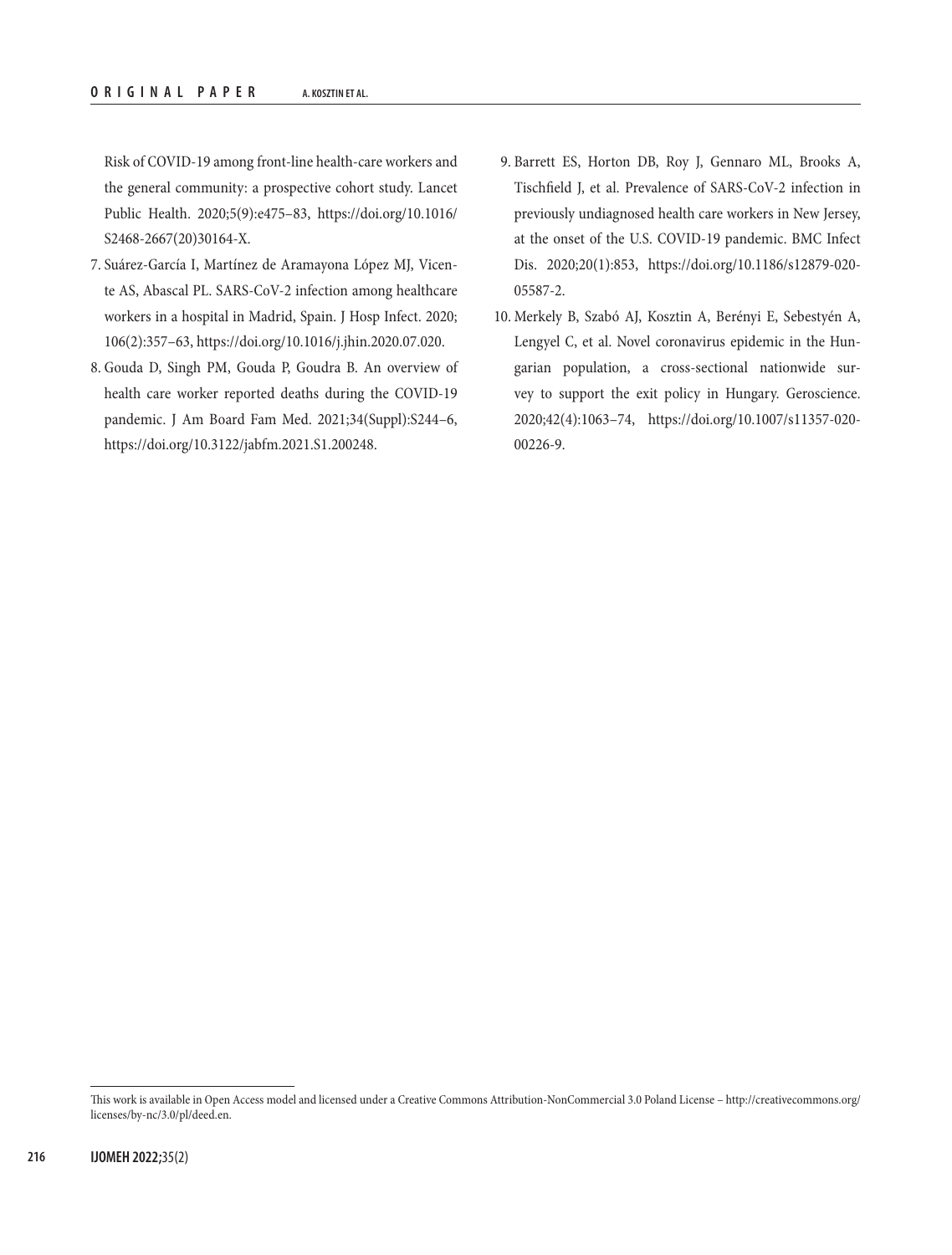Risk of COVID-19 among front-line health-care workers and the general community: a prospective cohort study. Lancet Public Health. 2020;5(9):e475–83, https://doi.org/10.1016/S2468-2667(20)30164-X.

7. Suárez-García I, Martínez de Aramayona López MJ, Vicente AS, Abascal PL. SARS-CoV-2 infection among healthcare workers in a hospital in Madrid, Spain. J Hosp Infect. 2020; 106(2):357–63, https://doi.org/10.1016/j.jhin.2020.07.020.
8. Gouda D, Singh PM, Gouda P, Goudra B. An overview of health care worker reported deaths during the COVID-19 pandemic. J Am Board Fam Med. 2021;34(Suppl):S244–6, https://doi.org/10.3122/jabfm.2021.S1.200248.
9. Barrett ES, Horton DB, Roy J, Gennaro ML, Brooks A, Tischfield J, et al. Prevalence of SARS-CoV-2 infection in previously undiagnosed health care workers in New Jersey, at the onset of the U.S. COVID-19 pandemic. BMC Infect Dis. 2020;20(1):853, https://doi.org/10.1186/s12879-020-05587-2.
10. Merkely B, Szabó AJ, Kosztin A, Berényi E, Sebestyén A, Lengyel C, et al. Novel coronavirus epidemic in the Hungarian population, a cross-sectional nationwide survey to support the exit policy in Hungary. Geroscience. 2020;42(4):1063–74, https://doi.org/10.1007/s11357-020-00226-9.

This work is available in Open Access model and licensed under a Creative Commons Attribution-NonCommercial 3.0 Poland License – http://creativecommons.org/licenses/by-nc/3.0/pl/deed.en.